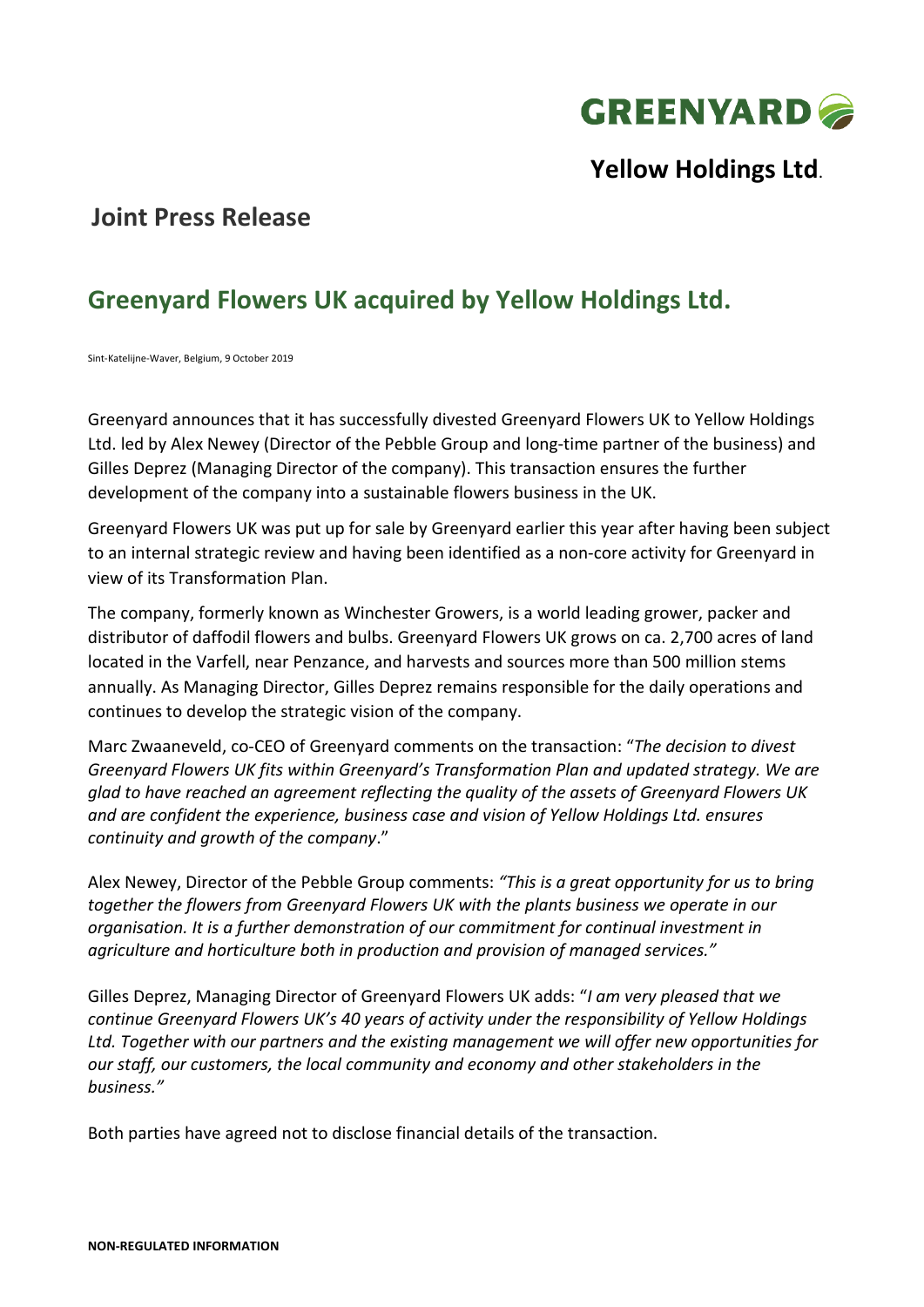GREENYARD

**Yellow Holdings Ltd.**

## Joint Press Release

# Greenyard Flowers UK acquired by Yellow Holdings Ltd.

Sint-Katelijne-Waver, Belgium, 9 October 2019

Greenyard announces that it has successfully divested Greenyard Flowers UK to Yellow Holdings Ltd. led by Alex Newey (Director of the Pebble Group and long-time partner of the business) and Gilles Deprez (Managing Director of the company). This transaction ensures the further development of the company into a sustainable flowers business in the UK.

Greenyard Flowers UK was put up for sale by Greenyard earlier this year after having been subject to an internal strategic review and having been identified as a non-core activity for Greenyard in view of its Transformation Plan.

The company, formerly known as Winchester Growers, is a world leading grower, packer and distributor of daffodil flowers and bulbs. Greenyard Flowers UK grows on ca. 2,700 acres of land located in the Varfell, near Penzance, and harvests and sources more than 500 million stems annually. As Managing Director, Gilles Deprez remains responsible for the daily operations and continues to develop the strategic vision of the company.

Marc Zwaaneveld, co-CEO of Greenyard comments on the transaction: "*The decision to divest Greenyard Flowers UK fits within Greenyard's Transformation Plan and updated strategy. We are glad to have reached an agreement reflecting the quality of the assets of Greenyard Flowers UK and are confident the experience, business case and vision of Yellow Holdings Ltd. ensures continuity and growth of the company*."

Alex Newey, Director of the Pebble Group comments: *"This is a great opportunity for us to bring together the flowers from Greenyard Flowers UK with the plants business we operate in our organisation. It is a further demonstration of our commitment for continual investment in agriculture and horticulture both in production and provision of managed services."*

Gilles Deprez, Managing Director of Greenyard Flowers UK adds: "*I am very pleased that we continue Greenyard Flowers UK's 40 years of activity under the responsibility of Yellow Holdings Ltd. Together with our partners and the existing management we will offer new opportunities for our staff, our customers, the local community and economy and other stakeholders in the business."*

Both parties have agreed not to disclose financial details of the transaction.

**NON-REGULATED INFORMATION**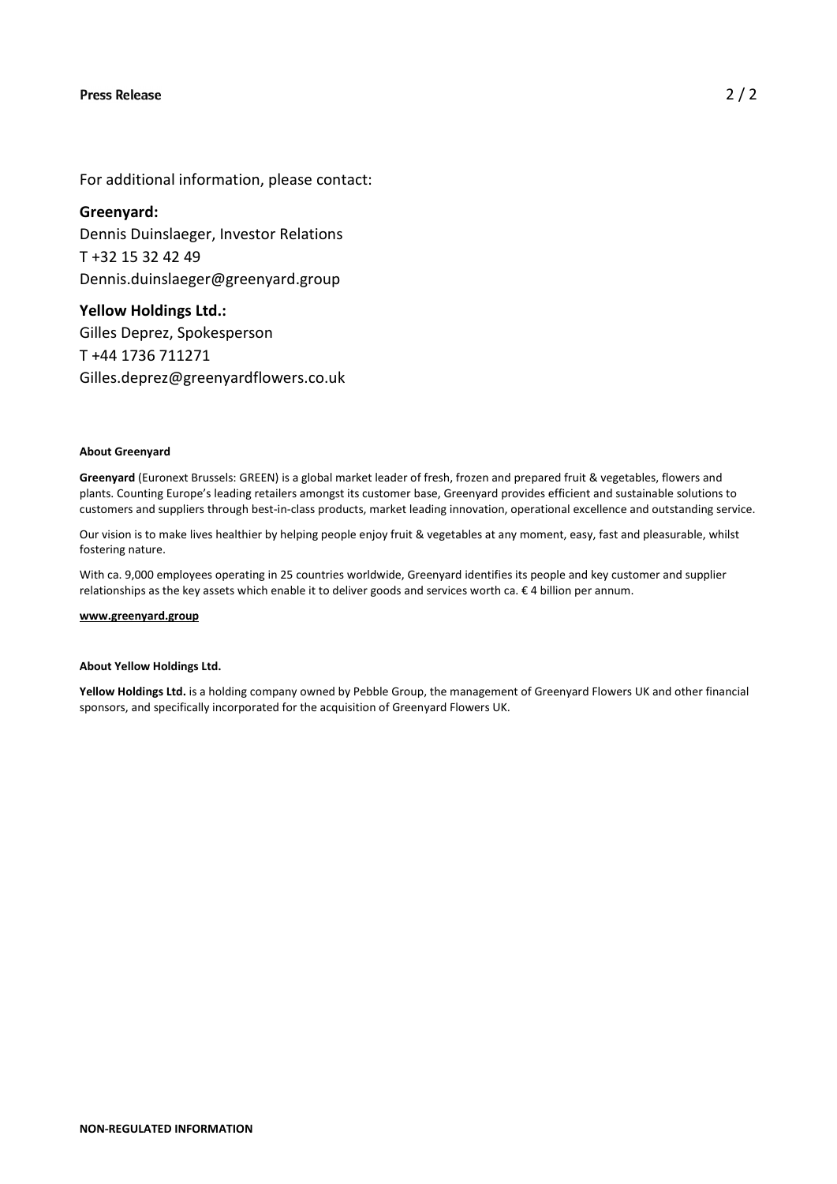For additional information, please contact:

**Greenyard:**
Dennis Duinslaeger, Investor Relations
T +32 15 32 42 49
Dennis.duinslaeger@greenyard.group

**Yellow Holdings Ltd.:**
Gilles Deprez, Spokesperson
T +44 1736 711271
Gilles.deprez@greenyardflowers.co.uk

**About Greenyard**

**Greenyard** (Euronext Brussels: GREEN) is a global market leader of fresh, frozen and prepared fruit & vegetables, flowers and plants. Counting Europe's leading retailers amongst its customer base, Greenyard provides efficient and sustainable solutions to customers and suppliers through best-in-class products, market leading innovation, operational excellence and outstanding service.

Our vision is to make lives healthier by helping people enjoy fruit & vegetables at any moment, easy, fast and pleasurable, whilst fostering nature.

With ca. 9,000 employees operating in 25 countries worldwide, Greenyard identifies its people and key customer and supplier relationships as the key assets which enable it to deliver goods and services worth ca. € 4 billion per annum.

**www.greenyard.group**

**About Yellow Holdings Ltd.**

**Yellow Holdings Ltd.** is a holding company owned by Pebble Group, the management of Greenyard Flowers UK and other financial sponsors, and specifically incorporated for the acquisition of Greenyard Flowers UK.

**NON-REGULATED INFORMATION**